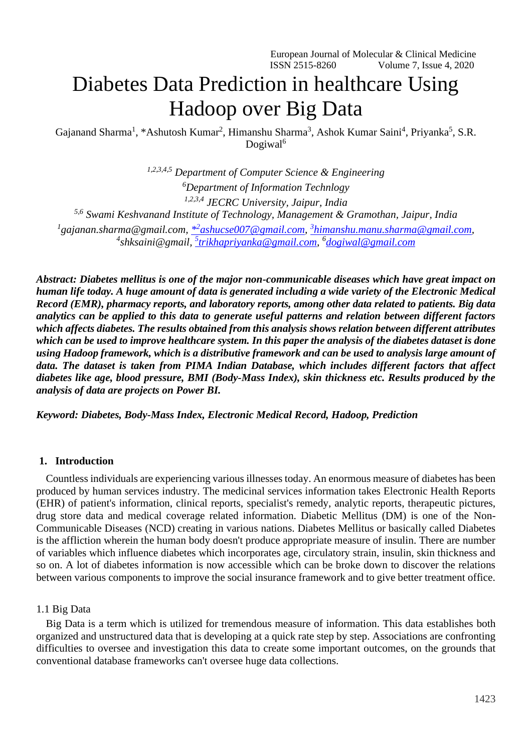# Diabetes Data Prediction in healthcare Using Hadoop over Big Data

Gajanand Sharma[1], *Ashutosh Kumar[2], Himanshu Sharma[3], Ashok Kumar Saini[4], Priyanka[5], S.R. Dogiwal[6]

[1,2,3,4,5] *Department of Computer Science & Engineering*

[6] *Department of Information Technlogy*

[1,2,3,4] *JECRC University, Jaipur, India*

[5,6] *Swami Keshvanand Institute of Technology, Management & Gramothan, Jaipur, India*

[1] *gajanan.sharma@gmail.com*, *[*2] ashucse007@gmail.com*, [3] *himanshu.manu.sharma@gmail.com*, [4] *shksaini@gmail*, [5] *trikhapriyanka@gmail.com*, [6] *dogiwal@gmail.com*

***Abstract: Diabetes mellitus is one of the major non-communicable diseases which have great impact on human life today. A huge amount of data is generated including a wide variety of the Electronic Medical Record (EMR), pharmacy reports, and laboratory reports, among other data related to patients. Big data analytics can be applied to this data to generate useful patterns and relation between different factors which affects diabetes. The results obtained from this analysis shows relation between different attributes which can be used to improve healthcare system. In this paper the analysis of the diabetes dataset is done using Hadoop framework, which is a distributive framework and can be used to analysis large amount of data. The dataset is taken from PIMA Indian Database, which includes different factors that affect diabetes like age, blood pressure, BMI (Body-Mass Index), skin thickness etc. Results produced by the analysis of data are projects on Power BI.***

***Keyword: Diabetes, Body-Mass Index, Electronic Medical Record, Hadoop, Prediction***

## 1. Introduction

Countless individuals are experiencing various illnesses today. An enormous measure of diabetes has been produced by human services industry. The medicinal services information takes Electronic Health Reports (EHR) of patient's information, clinical reports, specialist's remedy, analytic reports, therapeutic pictures, drug store data and medical coverage related information. Diabetic Mellitus (DM) is one of the Non-Communicable Diseases (NCD) creating in various nations. Diabetes Mellitus or basically called Diabetes is the affliction wherein the human body doesn't produce appropriate measure of insulin. There are number of variables which influence diabetes which incorporates age, circulatory strain, insulin, skin thickness and so on. A lot of diabetes information is now accessible which can be broke down to discover the relations between various components to improve the social insurance framework and to give better treatment office.

### 1.1 Big Data

Big Data is a term which is utilized for tremendous measure of information. This data establishes both organized and unstructured data that is developing at a quick rate step by step. Associations are confronting difficulties to oversee and investigation this data to create some important outcomes, on the grounds that conventional database frameworks can't oversee huge data collections.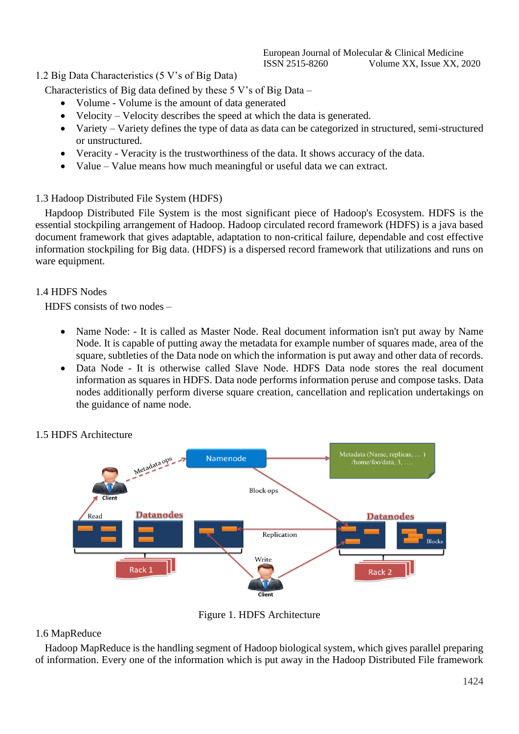## 1.2 Big Data Characteristics (5 V's of Big Data)

Characteristics of Big data defined by these 5 V's of Big Data –

- Volume - Volume is the amount of data generated
- Velocity – Velocity describes the speed at which the data is generated.
- Variety – Variety defines the type of data as data can be categorized in structured, semi-structured or unstructured.
- Veracity - Veracity is the trustworthiness of the data. It shows accuracy of the data.
- Value – Value means how much meaningful or useful data we can extract.

## 1.3 Hadoop Distributed File System (HDFS)

Hapdoop Distributed File System is the most significant piece of Hadoop's Ecosystem. HDFS is the essential stockpiling arrangement of Hadoop. Hadoop circulated record framework (HDFS) is a java based document framework that gives adaptable, adaptation to non-critical failure, dependable and cost effective information stockpiling for Big data. (HDFS) is a dispersed record framework that utilizations and runs on ware equipment.

## 1.4 HDFS Nodes

HDFS consists of two nodes –

- Name Node: - It is called as Master Node. Real document information isn't put away by Name Node. It is capable of putting away the metadata for example number of squares made, area of the square, subtleties of the Data node on which the information is put away and other data of records.
- Data Node - It is otherwise called Slave Node. HDFS Data node stores the real document information as squares in HDFS. Data node performs information peruse and compose tasks. Data nodes additionally perform diverse square creation, cancellation and replication undertakings on the guidance of name node.

## 1.5 HDFS Architecture

Figure 1. HDFS Architecture

## 1.6 MapReduce

Hadoop MapReduce is the handling segment of Hadoop biological system, which gives parallel preparing of information. Every one of the information which is put away in the Hadoop Distributed File framework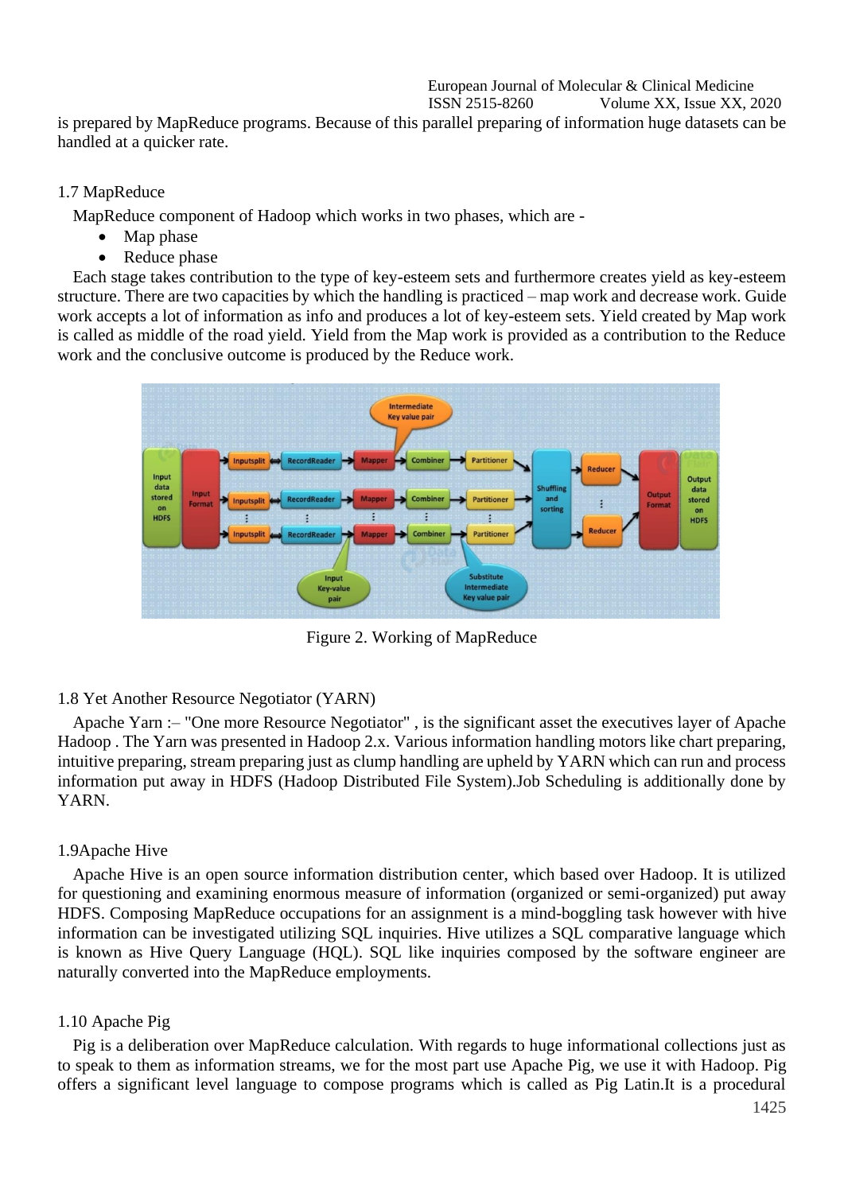is prepared by MapReduce programs. Because of this parallel preparing of information huge datasets can be handled at a quicker rate.

## 1.7 MapReduce

MapReduce component of Hadoop which works in two phases, which are -

- Map phase
- Reduce phase

Each stage takes contribution to the type of key-esteem sets and furthermore creates yield as key-esteem structure. There are two capacities by which the handling is practiced – map work and decrease work. Guide work accepts a lot of information as info and produces a lot of key-esteem sets. Yield created by Map work is called as middle of the road yield. Yield from the Map work is provided as a contribution to the Reduce work and the conclusive outcome is produced by the Reduce work.

Figure 2. Working of MapReduce

## 1.8 Yet Another Resource Negotiator (YARN)

Apache Yarn :– "One more Resource Negotiator" , is the significant asset the executives layer of Apache Hadoop . The Yarn was presented in Hadoop 2.x. Various information handling motors like chart preparing, intuitive preparing, stream preparing just as clump handling are upheld by YARN which can run and process information put away in HDFS (Hadoop Distributed File System).Job Scheduling is additionally done by YARN.

## 1.9Apache Hive

Apache Hive is an open source information distribution center, which based over Hadoop. It is utilized for questioning and examining enormous measure of information (organized or semi-organized) put away HDFS. Composing MapReduce occupations for an assignment is a mind-boggling task however with hive information can be investigated utilizing SQL inquiries. Hive utilizes a SQL comparative language which is known as Hive Query Language (HQL). SQL like inquiries composed by the software engineer are naturally converted into the MapReduce employments.

## 1.10 Apache Pig

Pig is a deliberation over MapReduce calculation. With regards to huge informational collections just as to speak to them as information streams, we for the most part use Apache Pig, we use it with Hadoop. Pig offers a significant level language to compose programs which is called as Pig Latin.It is a procedural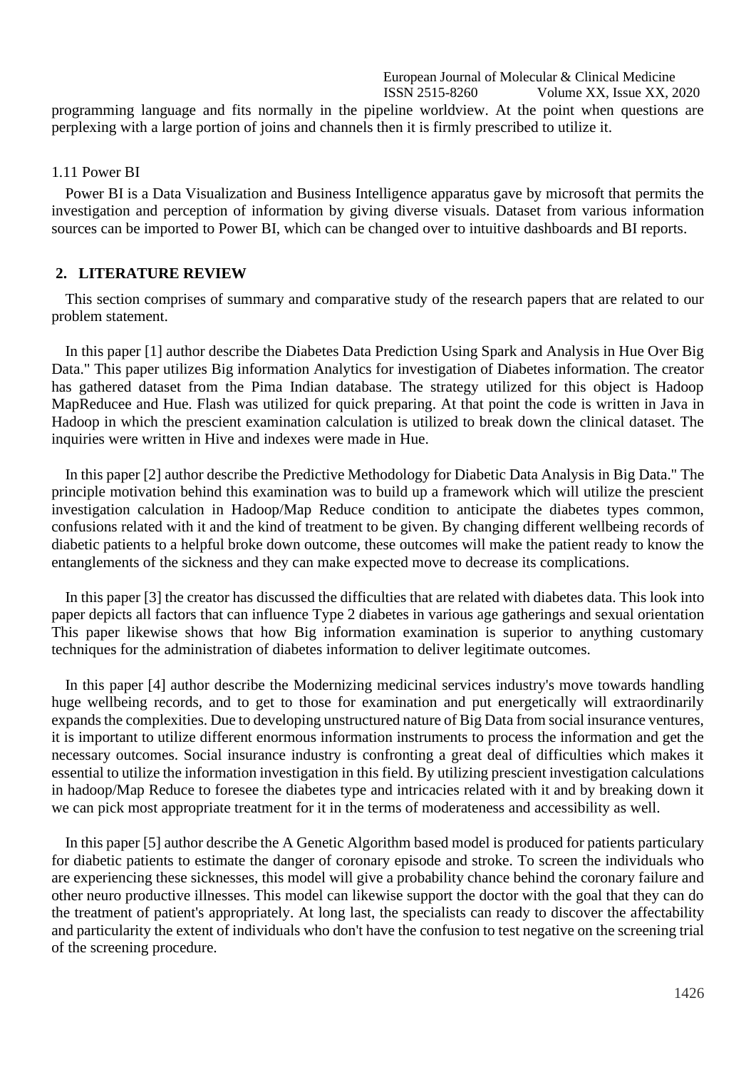programming language and fits normally in the pipeline worldview. At the point when questions are perplexing with a large portion of joins and channels then it is firmly prescribed to utilize it.

### 1.11 Power BI

Power BI is a Data Visualization and Business Intelligence apparatus gave by microsoft that permits the investigation and perception of information by giving diverse visuals. Dataset from various information sources can be imported to Power BI, which can be changed over to intuitive dashboards and BI reports.

## 2. LITERATURE REVIEW

This section comprises of summary and comparative study of the research papers that are related to our problem statement.

In this paper [1] author describe the Diabetes Data Prediction Using Spark and Analysis in Hue Over Big Data." This paper utilizes Big information Analytics for investigation of Diabetes information. The creator has gathered dataset from the Pima Indian database. The strategy utilized for this object is Hadoop MapReducee and Hue. Flash was utilized for quick preparing. At that point the code is written in Java in Hadoop in which the prescient examination calculation is utilized to break down the clinical dataset. The inquiries were written in Hive and indexes were made in Hue.

In this paper [2] author describe the Predictive Methodology for Diabetic Data Analysis in Big Data." The principle motivation behind this examination was to build up a framework which will utilize the prescient investigation calculation in Hadoop/Map Reduce condition to anticipate the diabetes types common, confusions related with it and the kind of treatment to be given. By changing different wellbeing records of diabetic patients to a helpful broke down outcome, these outcomes will make the patient ready to know the entanglements of the sickness and they can make expected move to decrease its complications.

In this paper [3] the creator has discussed the difficulties that are related with diabetes data. This look into paper depicts all factors that can influence Type 2 diabetes in various age gatherings and sexual orientation This paper likewise shows that how Big information examination is superior to anything customary techniques for the administration of diabetes information to deliver legitimate outcomes.

In this paper [4] author describe the Modernizing medicinal services industry's move towards handling huge wellbeing records, and to get to those for examination and put energetically will extraordinarily expands the complexities. Due to developing unstructured nature of Big Data from social insurance ventures, it is important to utilize different enormous information instruments to process the information and get the necessary outcomes. Social insurance industry is confronting a great deal of difficulties which makes it essential to utilize the information investigation in this field. By utilizing prescient investigation calculations in hadoop/Map Reduce to foresee the diabetes type and intricacies related with it and by breaking down it we can pick most appropriate treatment for it in the terms of moderateness and accessibility as well.

In this paper [5] author describe the A Genetic Algorithm based model is produced for patients particulary for diabetic patients to estimate the danger of coronary episode and stroke. To screen the individuals who are experiencing these sicknesses, this model will give a probability chance behind the coronary failure and other neuro productive illnesses. This model can likewise support the doctor with the goal that they can do the treatment of patient's appropriately. At long last, the specialists can ready to discover the affectability and particularity the extent of individuals who don't have the confusion to test negative on the screening trial of the screening procedure.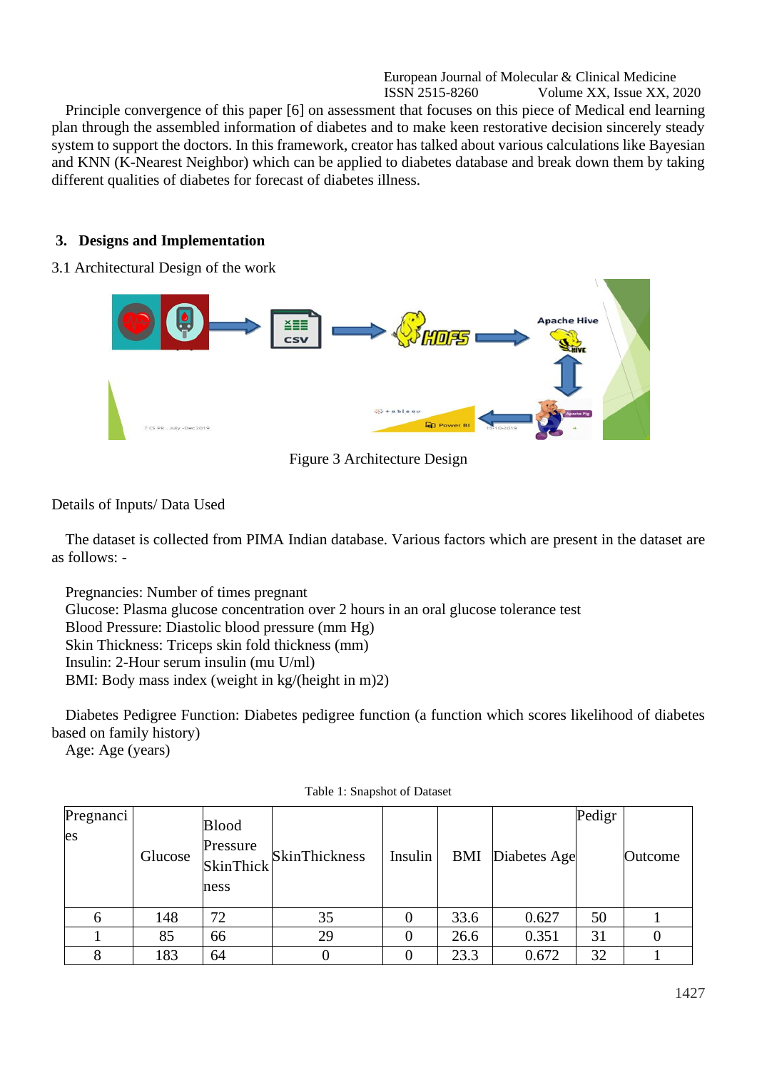Principle convergence of this paper [6] on assessment that focuses on this piece of Medical end learning plan through the assembled information of diabetes and to make keen restorative decision sincerely steady system to support the doctors. In this framework, creator has talked about various calculations like Bayesian and KNN (K-Nearest Neighbor) which can be applied to diabetes database and break down them by taking different qualities of diabetes for forecast of diabetes illness.

## 3. Designs and Implementation

### 3.1 Architectural Design of the work

Figure 3 Architecture Design

Details of Inputs/ Data Used

The dataset is collected from PIMA Indian database. Various factors which are present in the dataset are as follows: -

Pregnancies: Number of times pregnant
Glucose: Plasma glucose concentration over 2 hours in an oral glucose tolerance test
Blood Pressure: Diastolic blood pressure (mm Hg)
Skin Thickness: Triceps skin fold thickness (mm)
Insulin: 2-Hour serum insulin (mu U/ml)
BMI: Body mass index (weight in kg/(height in m)2)

Diabetes Pedigree Function: Diabetes pedigree function (a function which scores likelihood of diabetes based on family history)
Age: Age (years)

Table 1: Snapshot of Dataset

| Pregnancies | Glucose | Blood Pressure SkinThickness | SkinThickness | Insulin | BMI | Diabetes Age | Pedigr | Outcome |
|---|---|---|---|---|---|---|---|---|
| 6 | 148 | 72 | 35 | 0 | 33.6 | 0.627 | 50 | 1 |
| 1 | 85 | 66 | 29 | 0 | 26.6 | 0.351 | 31 | 0 |
| 8 | 183 | 64 | 0 | 0 | 23.3 | 0.672 | 32 | 1 |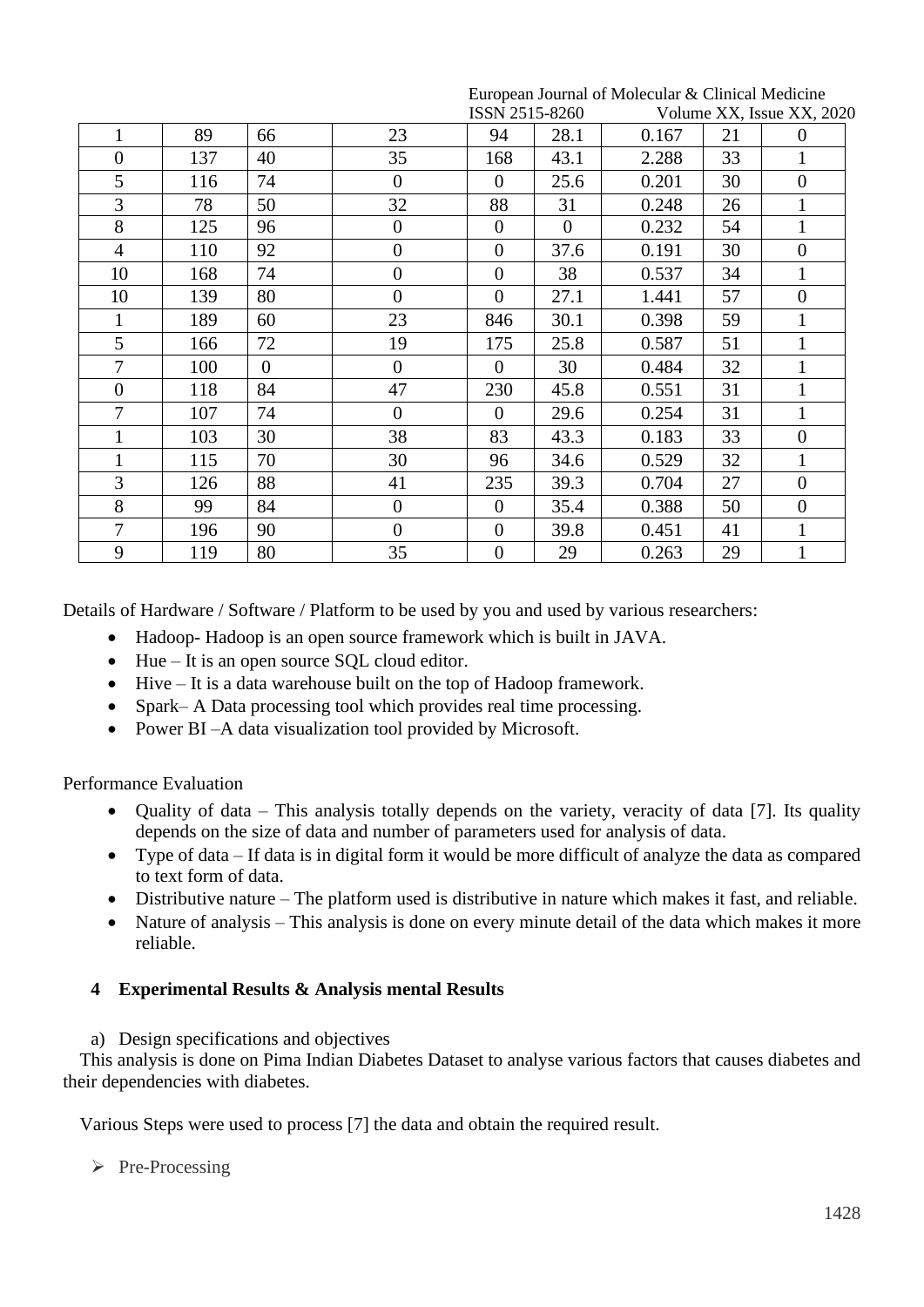| | | | | | | | | |
|---|---|---|---|---|---|---|---|---|
| 1 | 89 | 66 | 23 | 94 | 28.1 | 0.167 | 21 | 0 |
| 0 | 137 | 40 | 35 | 168 | 43.1 | 2.288 | 33 | 1 |
| 5 | 116 | 74 | 0 | 0 | 25.6 | 0.201 | 30 | 0 |
| 3 | 78 | 50 | 32 | 88 | 31 | 0.248 | 26 | 1 |
| 8 | 125 | 96 | 0 | 0 | 0 | 0.232 | 54 | 1 |
| 4 | 110 | 92 | 0 | 0 | 37.6 | 0.191 | 30 | 0 |
| 10 | 168 | 74 | 0 | 0 | 38 | 0.537 | 34 | 1 |
| 10 | 139 | 80 | 0 | 0 | 27.1 | 1.441 | 57 | 0 |
| 1 | 189 | 60 | 23 | 846 | 30.1 | 0.398 | 59 | 1 |
| 5 | 166 | 72 | 19 | 175 | 25.8 | 0.587 | 51 | 1 |
| 7 | 100 | 0 | 0 | 0 | 30 | 0.484 | 32 | 1 |
| 0 | 118 | 84 | 47 | 230 | 45.8 | 0.551 | 31 | 1 |
| 7 | 107 | 74 | 0 | 0 | 29.6 | 0.254 | 31 | 1 |
| 1 | 103 | 30 | 38 | 83 | 43.3 | 0.183 | 33 | 0 |
| 1 | 115 | 70 | 30 | 96 | 34.6 | 0.529 | 32 | 1 |
| 3 | 126 | 88 | 41 | 235 | 39.3 | 0.704 | 27 | 0 |
| 8 | 99 | 84 | 0 | 0 | 35.4 | 0.388 | 50 | 0 |
| 7 | 196 | 90 | 0 | 0 | 39.8 | 0.451 | 41 | 1 |
| 9 | 119 | 80 | 35 | 0 | 29 | 0.263 | 29 | 1 |

Details of Hardware / Software / Platform to be used by you and used by various researchers:

- Hadoop- Hadoop is an open source framework which is built in JAVA.
- Hue – It is an open source SQL cloud editor.
- Hive – It is a data warehouse built on the top of Hadoop framework.
- Spark– A Data processing tool which provides real time processing.
- Power BI –A data visualization tool provided by Microsoft.

Performance Evaluation

- Quality of data – This analysis totally depends on the variety, veracity of data [7]. Its quality depends on the size of data and number of parameters used for analysis of data.
- Type of data – If data is in digital form it would be more difficult of analyze the data as compared to text form of data.
- Distributive nature – The platform used is distributive in nature which makes it fast, and reliable.
- Nature of analysis – This analysis is done on every minute detail of the data which makes it more reliable.

## 4 Experimental Results & Analysis mental Results

a) Design specifications and objectives

This analysis is done on Pima Indian Diabetes Dataset to analyse various factors that causes diabetes and their dependencies with diabetes.

Various Steps were used to process [7] the data and obtain the required result.

- Pre-Processing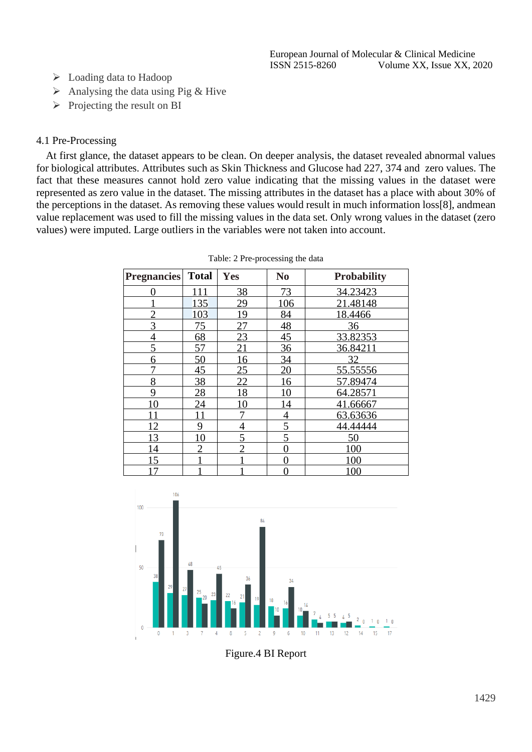- ➢ Loading data to Hadoop
- ➢ Analysing the data using Pig & Hive
- ➢ Projecting the result on BI

### 4.1 Pre-Processing

At first glance, the dataset appears to be clean. On deeper analysis, the dataset revealed abnormal values for biological attributes. Attributes such as Skin Thickness and Glucose had 227, 374 and zero values. The fact that these measures cannot hold zero value indicating that the missing values in the dataset were represented as zero value in the dataset. The missing attributes in the dataset has a place with about 30% of the perceptions in the dataset. As removing these values would result in much information loss[8], andmean value replacement was used to fill the missing values in the data set. Only wrong values in the dataset (zero values) were imputed. Large outliers in the variables were not taken into account.

Table: 2 Pre-processing the data

| Pregnancies | Total | Yes | No | Probability |
|---|---|---|---|---|
| 0 | 111 | 38 | 73 | 34.23423 |
| 1 | 135 | 29 | 106 | 21.48148 |
| 2 | 103 | 19 | 84 | 18.4466 |
| 3 | 75 | 27 | 48 | 36 |
| 4 | 68 | 23 | 45 | 33.82353 |
| 5 | 57 | 21 | 36 | 36.84211 |
| 6 | 50 | 16 | 34 | 32 |
| 7 | 45 | 25 | 20 | 55.55556 |
| 8 | 38 | 22 | 16 | 57.89474 |
| 9 | 28 | 18 | 10 | 64.28571 |
| 10 | 24 | 10 | 14 | 41.66667 |
| 11 | 11 | 7 | 4 | 63.63636 |
| 12 | 9 | 4 | 5 | 44.44444 |
| 13 | 10 | 5 | 5 | 50 |
| 14 | 2 | 2 | 0 | 100 |
| 15 | 1 | 1 | 0 | 100 |
| 17 | 1 | 1 | 0 | 100 |

Figure.4 BI Report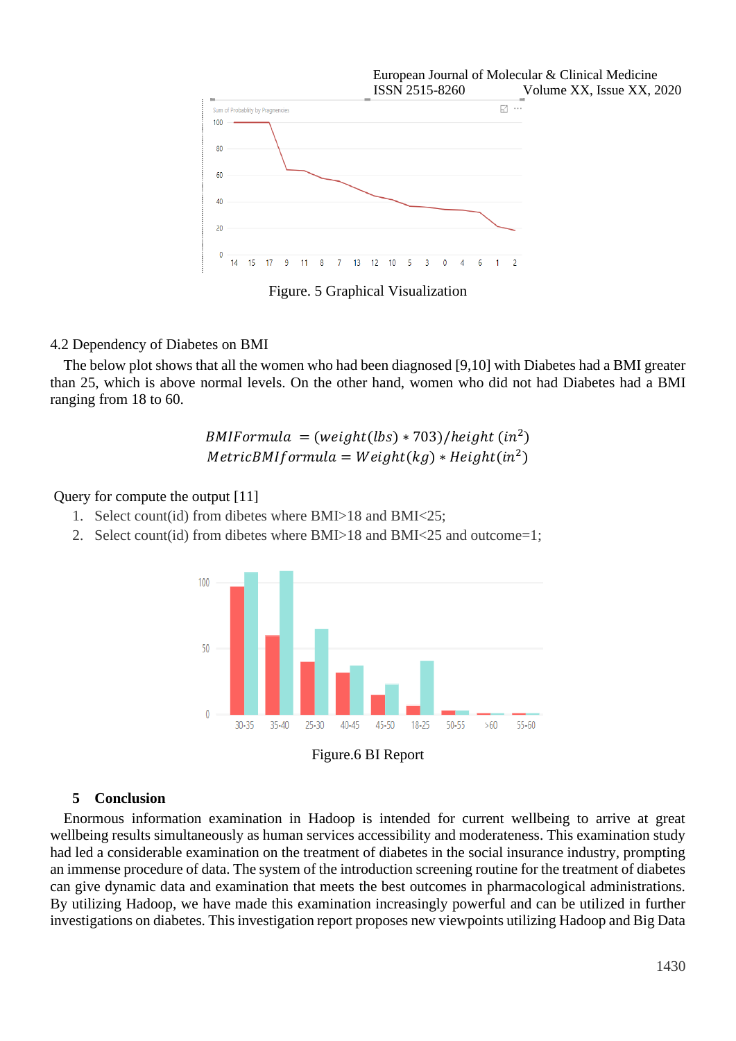Figure. 5 Graphical Visualization

4.2 Dependency of Diabetes on BMI

The below plot shows that all the women who had been diagnosed [9,10] with Diabetes had a BMI greater than 25, which is above normal levels. On the other hand, women who did not had Diabetes had a BMI ranging from 18 to 60.

$$BMIFormula \; = (weight(lbs) * 703)/height \; (in^2)$$
$$MetricBMIformula = Weight(kg) * Height(in^2)$$

Query for compute the output [11]

1. Select count(id) from dibetes where BMI>18 and BMI<25;
2. Select count(id) from dibetes where BMI>18 and BMI<25 and outcome=1;

Figure.6 BI Report

## 5 Conclusion

Enormous information examination in Hadoop is intended for current wellbeing to arrive at great wellbeing results simultaneously as human services accessibility and moderateness. This examination study had led a considerable examination on the treatment of diabetes in the social insurance industry, prompting an immense procedure of data. The system of the introduction screening routine for the treatment of diabetes can give dynamic data and examination that meets the best outcomes in pharmacological administrations. By utilizing Hadoop, we have made this examination increasingly powerful and can be utilized in further investigations on diabetes. This investigation report proposes new viewpoints utilizing Hadoop and Big Data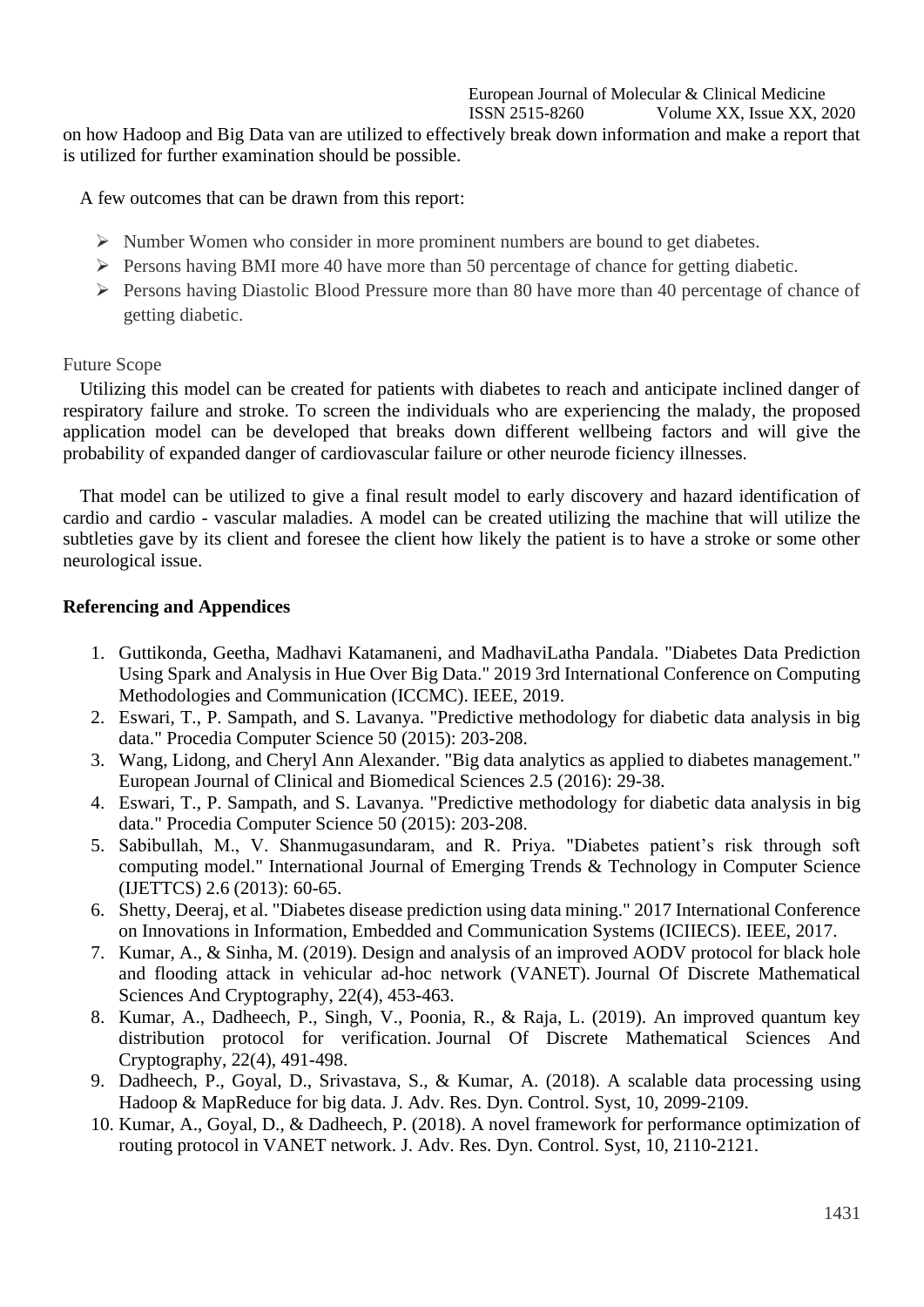on how Hadoop and Big Data van are utilized to effectively break down information and make a report that is utilized for further examination should be possible.

A few outcomes that can be drawn from this report:

- Number Women who consider in more prominent numbers are bound to get diabetes.
- Persons having BMI more 40 have more than 50 percentage of chance for getting diabetic.
- Persons having Diastolic Blood Pressure more than 80 have more than 40 percentage of chance of getting diabetic.

## Future Scope

Utilizing this model can be created for patients with diabetes to reach and anticipate inclined danger of respiratory failure and stroke. To screen the individuals who are experiencing the malady, the proposed application model can be developed that breaks down different wellbeing factors and will give the probability of expanded danger of cardiovascular failure or other neurode ficiency illnesses.

That model can be utilized to give a final result model to early discovery and hazard identification of cardio and cardio - vascular maladies. A model can be created utilizing the machine that will utilize the subtleties gave by its client and foresee the client how likely the patient is to have a stroke or some other neurological issue.

## Referencing and Appendices

1. Guttikonda, Geetha, Madhavi Katamaneni, and MadhaviLatha Pandala. "Diabetes Data Prediction Using Spark and Analysis in Hue Over Big Data." 2019 3rd International Conference on Computing Methodologies and Communication (ICCMC). IEEE, 2019.
2. Eswari, T., P. Sampath, and S. Lavanya. "Predictive methodology for diabetic data analysis in big data." Procedia Computer Science 50 (2015): 203-208.
3. Wang, Lidong, and Cheryl Ann Alexander. "Big data analytics as applied to diabetes management." European Journal of Clinical and Biomedical Sciences 2.5 (2016): 29-38.
4. Eswari, T., P. Sampath, and S. Lavanya. "Predictive methodology for diabetic data analysis in big data." Procedia Computer Science 50 (2015): 203-208.
5. Sabibullah, M., V. Shanmugasundaram, and R. Priya. "Diabetes patient's risk through soft computing model." International Journal of Emerging Trends & Technology in Computer Science (IJETTCS) 2.6 (2013): 60-65.
6. Shetty, Deeraj, et al. "Diabetes disease prediction using data mining." 2017 International Conference on Innovations in Information, Embedded and Communication Systems (ICIIECS). IEEE, 2017.
7. Kumar, A., & Sinha, M. (2019). Design and analysis of an improved AODV protocol for black hole and flooding attack in vehicular ad-hoc network (VANET). Journal Of Discrete Mathematical Sciences And Cryptography, 22(4), 453-463.
8. Kumar, A., Dadheech, P., Singh, V., Poonia, R., & Raja, L. (2019). An improved quantum key distribution protocol for verification. Journal Of Discrete Mathematical Sciences And Cryptography, 22(4), 491-498.
9. Dadheech, P., Goyal, D., Srivastava, S., & Kumar, A. (2018). A scalable data processing using Hadoop & MapReduce for big data. J. Adv. Res. Dyn. Control. Syst, 10, 2099-2109.
10. Kumar, A., Goyal, D., & Dadheech, P. (2018). A novel framework for performance optimization of routing protocol in VANET network. J. Adv. Res. Dyn. Control. Syst, 10, 2110-2121.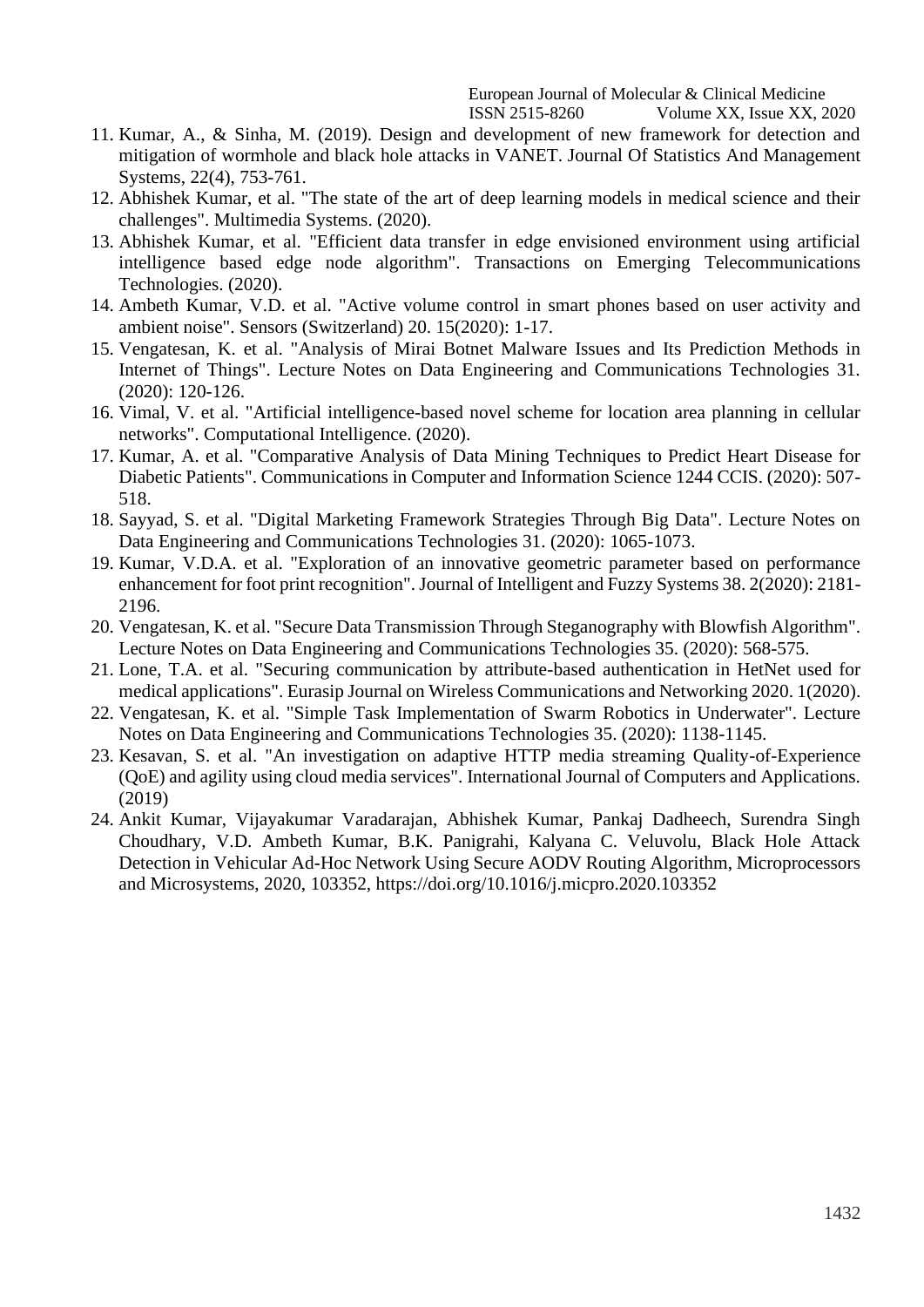11. Kumar, A., & Sinha, M. (2019). Design and development of new framework for detection and mitigation of wormhole and black hole attacks in VANET. Journal Of Statistics And Management Systems, 22(4), 753-761.
12. Abhishek Kumar, et al. "The state of the art of deep learning models in medical science and their challenges". Multimedia Systems. (2020).
13. Abhishek Kumar, et al. "Efficient data transfer in edge envisioned environment using artificial intelligence based edge node algorithm". Transactions on Emerging Telecommunications Technologies. (2020).
14. Ambeth Kumar, V.D. et al. "Active volume control in smart phones based on user activity and ambient noise". Sensors (Switzerland) 20. 15(2020): 1-17.
15. Vengatesan, K. et al. "Analysis of Mirai Botnet Malware Issues and Its Prediction Methods in Internet of Things". Lecture Notes on Data Engineering and Communications Technologies 31. (2020): 120-126.
16. Vimal, V. et al. "Artificial intelligence-based novel scheme for location area planning in cellular networks". Computational Intelligence. (2020).
17. Kumar, A. et al. "Comparative Analysis of Data Mining Techniques to Predict Heart Disease for Diabetic Patients". Communications in Computer and Information Science 1244 CCIS. (2020): 507-518.
18. Sayyad, S. et al. "Digital Marketing Framework Strategies Through Big Data". Lecture Notes on Data Engineering and Communications Technologies 31. (2020): 1065-1073.
19. Kumar, V.D.A. et al. "Exploration of an innovative geometric parameter based on performance enhancement for foot print recognition". Journal of Intelligent and Fuzzy Systems 38. 2(2020): 2181-2196.
20. Vengatesan, K. et al. "Secure Data Transmission Through Steganography with Blowfish Algorithm". Lecture Notes on Data Engineering and Communications Technologies 35. (2020): 568-575.
21. Lone, T.A. et al. "Securing communication by attribute-based authentication in HetNet used for medical applications". Eurasip Journal on Wireless Communications and Networking 2020. 1(2020).
22. Vengatesan, K. et al. "Simple Task Implementation of Swarm Robotics in Underwater". Lecture Notes on Data Engineering and Communications Technologies 35. (2020): 1138-1145.
23. Kesavan, S. et al. "An investigation on adaptive HTTP media streaming Quality-of-Experience (QoE) and agility using cloud media services". International Journal of Computers and Applications. (2019)
24. Ankit Kumar, Vijayakumar Varadarajan, Abhishek Kumar, Pankaj Dadheech, Surendra Singh Choudhary, V.D. Ambeth Kumar, B.K. Panigrahi, Kalyana C. Veluvolu, Black Hole Attack Detection in Vehicular Ad-Hoc Network Using Secure AODV Routing Algorithm, Microprocessors and Microsystems, 2020, 103352, https://doi.org/10.1016/j.micpro.2020.103352